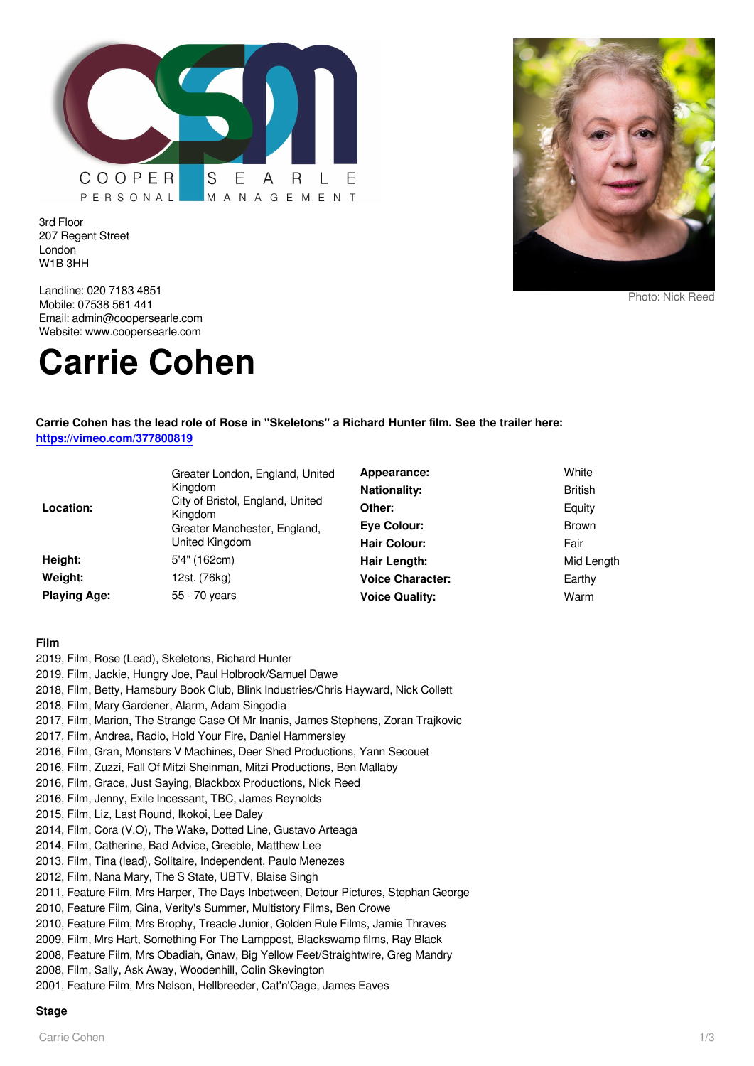COOPER SEARLE
PERSONAL MANAGEMENT

3rd Floor
207 Regent Street
London
W1B 3HH

Landline: 020 7183 4851
Mobile: 07538 561 441
Email: admin@coopersearle.com
Website: www.coopersearle.com

Photo: Nick Reed

# Carrie Cohen

**Carrie Cohen has the lead role of Rose in "Skeletons" a Richard Hunter film. See the trailer here:** **https://vimeo.com/377800819**

| | | | |
|---|---|---|---|
| **Location:** | Greater London, England, United Kingdom<br>City of Bristol, England, United Kingdom<br>Greater Manchester, England, United Kingdom | **Appearance:** | White |
| | | **Nationality:** | British |
| | | **Other:** | Equity |
| | | **Eye Colour:** | Brown |
| | | **Hair Colour:** | Fair |
| **Height:** | 5'4" (162cm) | **Hair Length:** | Mid Length |
| **Weight:** | 12st. (76kg) | **Voice Character:** | Earthy |
| **Playing Age:** | 55 - 70 years | **Voice Quality:** | Warm |

### Film

2019, Film, Rose (Lead), Skeletons, Richard Hunter
2019, Film, Jackie, Hungry Joe, Paul Holbrook/Samuel Dawe
2018, Film, Betty, Hamsbury Book Club, Blink Industries/Chris Hayward, Nick Collett
2018, Film, Mary Gardener, Alarm, Adam Singodia
2017, Film, Marion, The Strange Case Of Mr Inanis, James Stephens, Zoran Trajkovic
2017, Film, Andrea, Radio, Hold Your Fire, Daniel Hammersley
2016, Film, Gran, Monsters V Machines, Deer Shed Productions, Yann Secouet
2016, Film, Zuzzi, Fall Of Mitzi Sheinman, Mitzi Productions, Ben Mallaby
2016, Film, Grace, Just Saying, Blackbox Productions, Nick Reed
2016, Film, Jenny, Exile Incessant, TBC, James Reynolds
2015, Film, Liz, Last Round, Ikokoi, Lee Daley
2014, Film, Cora (V.O), The Wake, Dotted Line, Gustavo Arteaga
2014, Film, Catherine, Bad Advice, Greeble, Matthew Lee
2013, Film, Tina (lead), Solitaire, Independent, Paulo Menezes
2012, Film, Nana Mary, The S State, UBTV, Blaise Singh
2011, Feature Film, Mrs Harper, The Days Inbetween, Detour Pictures, Stephan George
2010, Feature Film, Gina, Verity's Summer, Multistory Films, Ben Crowe
2010, Feature Film, Mrs Brophy, Treacle Junior, Golden Rule Films, Jamie Thraves
2009, Film, Mrs Hart, Something For The Lamppost, Blackswamp films, Ray Black
2008, Feature Film, Mrs Obadiah, Gnaw, Big Yellow Feet/Straightwire, Greg Mandry
2008, Film, Sally, Ask Away, Woodenhill, Colin Skevington
2001, Feature Film, Mrs Nelson, Hellbreeder, Cat'n'Cage, James Eaves

### Stage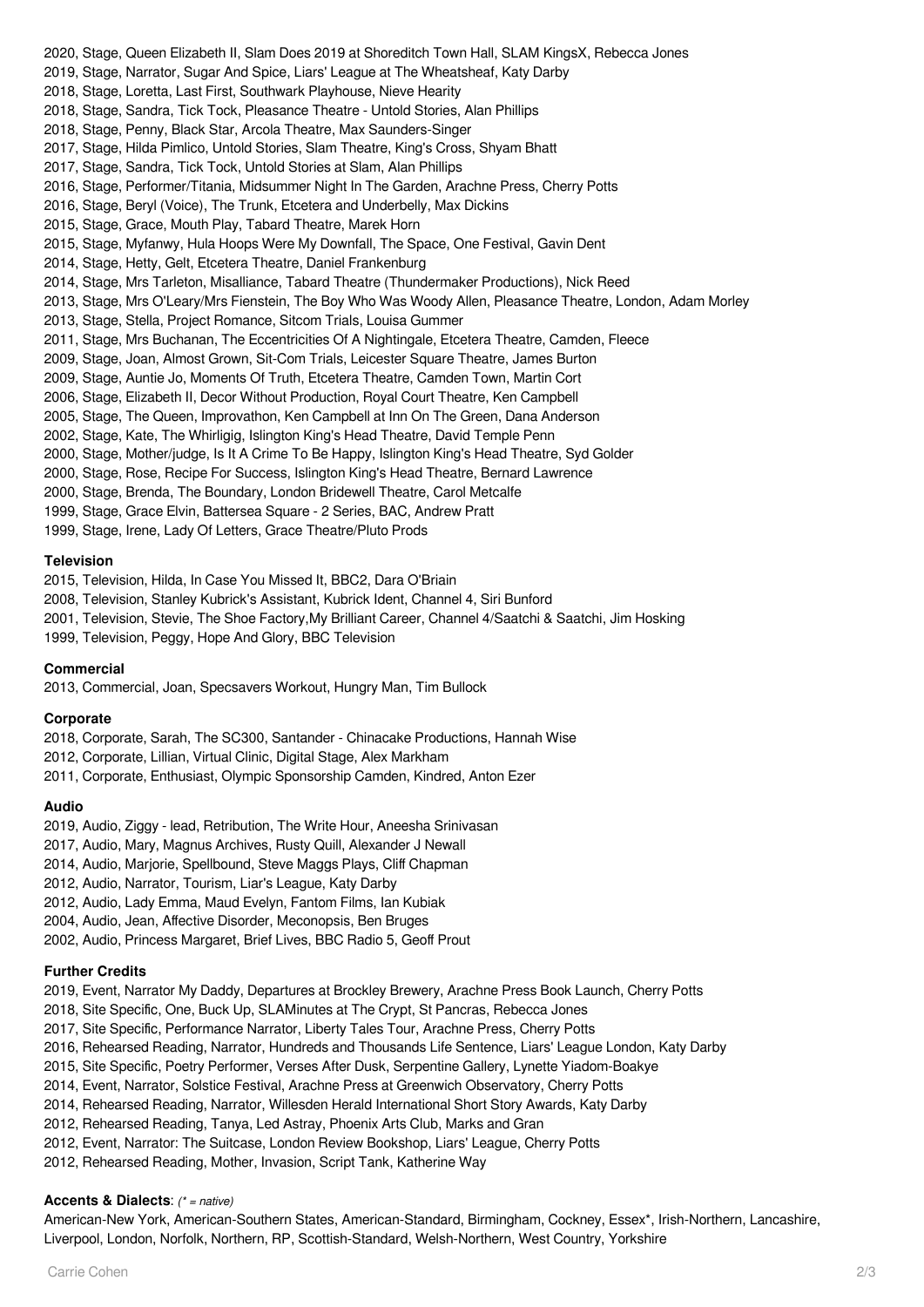2020, Stage, Queen Elizabeth II, Slam Does 2019 at Shoreditch Town Hall, SLAM KingsX, Rebecca Jones
2019, Stage, Narrator, Sugar And Spice, Liars' League at The Wheatsheaf, Katy Darby
2018, Stage, Loretta, Last First, Southwark Playhouse, Nieve Hearity
2018, Stage, Sandra, Tick Tock, Pleasance Theatre - Untold Stories, Alan Phillips
2018, Stage, Penny, Black Star, Arcola Theatre, Max Saunders-Singer
2017, Stage, Hilda Pimlico, Untold Stories, Slam Theatre, King's Cross, Shyam Bhatt
2017, Stage, Sandra, Tick Tock, Untold Stories at Slam, Alan Phillips
2016, Stage, Performer/Titania, Midsummer Night In The Garden, Arachne Press, Cherry Potts
2016, Stage, Beryl (Voice), The Trunk, Etcetera and Underbelly, Max Dickins
2015, Stage, Grace, Mouth Play, Tabard Theatre, Marek Horn
2015, Stage, Myfanwy, Hula Hoops Were My Downfall, The Space, One Festival, Gavin Dent
2014, Stage, Hetty, Gelt, Etcetera Theatre, Daniel Frankenburg
2014, Stage, Mrs Tarleton, Misalliance, Tabard Theatre (Thundermaker Productions), Nick Reed
2013, Stage, Mrs O'Leary/Mrs Fienstein, The Boy Who Was Woody Allen, Pleasance Theatre, London, Adam Morley
2013, Stage, Stella, Project Romance, Sitcom Trials, Louisa Gummer
2011, Stage, Mrs Buchanan, The Eccentricities Of A Nightingale, Etcetera Theatre, Camden, Fleece
2009, Stage, Joan, Almost Grown, Sit-Com Trials, Leicester Square Theatre, James Burton
2009, Stage, Auntie Jo, Moments Of Truth, Etcetera Theatre, Camden Town, Martin Cort
2006, Stage, Elizabeth II, Decor Without Production, Royal Court Theatre, Ken Campbell
2005, Stage, The Queen, Improvathon, Ken Campbell at Inn On The Green, Dana Anderson
2002, Stage, Kate, The Whirligig, Islington King's Head Theatre, David Temple Penn
2000, Stage, Mother/judge, Is It A Crime To Be Happy, Islington King's Head Theatre, Syd Golder
2000, Stage, Rose, Recipe For Success, Islington King's Head Theatre, Bernard Lawrence
2000, Stage, Brenda, The Boundary, London Bridewell Theatre, Carol Metcalfe
1999, Stage, Grace Elvin, Battersea Square - 2 Series, BAC, Andrew Pratt
1999, Stage, Irene, Lady Of Letters, Grace Theatre/Pluto Prods

**Television**

2015, Television, Hilda, In Case You Missed It, BBC2, Dara O'Briain
2008, Television, Stanley Kubrick's Assistant, Kubrick Ident, Channel 4, Siri Bunford
2001, Television, Stevie, The Shoe Factory,My Brilliant Career, Channel 4/Saatchi & Saatchi, Jim Hosking
1999, Television, Peggy, Hope And Glory, BBC Television

**Commercial**

2013, Commercial, Joan, Specsavers Workout, Hungry Man, Tim Bullock

**Corporate**

2018, Corporate, Sarah, The SC300, Santander - Chinacake Productions, Hannah Wise
2012, Corporate, Lillian, Virtual Clinic, Digital Stage, Alex Markham
2011, Corporate, Enthusiast, Olympic Sponsorship Camden, Kindred, Anton Ezer

**Audio**

2019, Audio, Ziggy - lead, Retribution, The Write Hour, Aneesha Srinivasan
2017, Audio, Mary, Magnus Archives, Rusty Quill, Alexander J Newall
2014, Audio, Marjorie, Spellbound, Steve Maggs Plays, Cliff Chapman
2012, Audio, Narrator, Tourism, Liar's League, Katy Darby
2012, Audio, Lady Emma, Maud Evelyn, Fantom Films, Ian Kubiak
2004, Audio, Jean, Affective Disorder, Meconopsis, Ben Bruges
2002, Audio, Princess Margaret, Brief Lives, BBC Radio 5, Geoff Prout

**Further Credits**

2019, Event, Narrator My Daddy, Departures at Brockley Brewery, Arachne Press Book Launch, Cherry Potts
2018, Site Specific, One, Buck Up, SLAMinutes at The Crypt, St Pancras, Rebecca Jones
2017, Site Specific, Performance Narrator, Liberty Tales Tour, Arachne Press, Cherry Potts
2016, Rehearsed Reading, Narrator, Hundreds and Thousands Life Sentence, Liars' League London, Katy Darby
2015, Site Specific, Poetry Performer, Verses After Dusk, Serpentine Gallery, Lynette Yiadom-Boakye
2014, Event, Narrator, Solstice Festival, Arachne Press at Greenwich Observatory, Cherry Potts
2014, Rehearsed Reading, Narrator, Willesden Herald International Short Story Awards, Katy Darby
2012, Rehearsed Reading, Tanya, Led Astray, Phoenix Arts Club, Marks and Gran
2012, Event, Narrator: The Suitcase, London Review Bookshop, Liars' League, Cherry Potts
2012, Rehearsed Reading, Mother, Invasion, Script Tank, Katherine Way

**Accents & Dialects**: *(* = native)*

American-New York, American-Southern States, American-Standard, Birmingham, Cockney, Essex*, Irish-Northern, Lancashire, Liverpool, London, Norfolk, Northern, RP, Scottish-Standard, Welsh-Northern, West Country, Yorkshire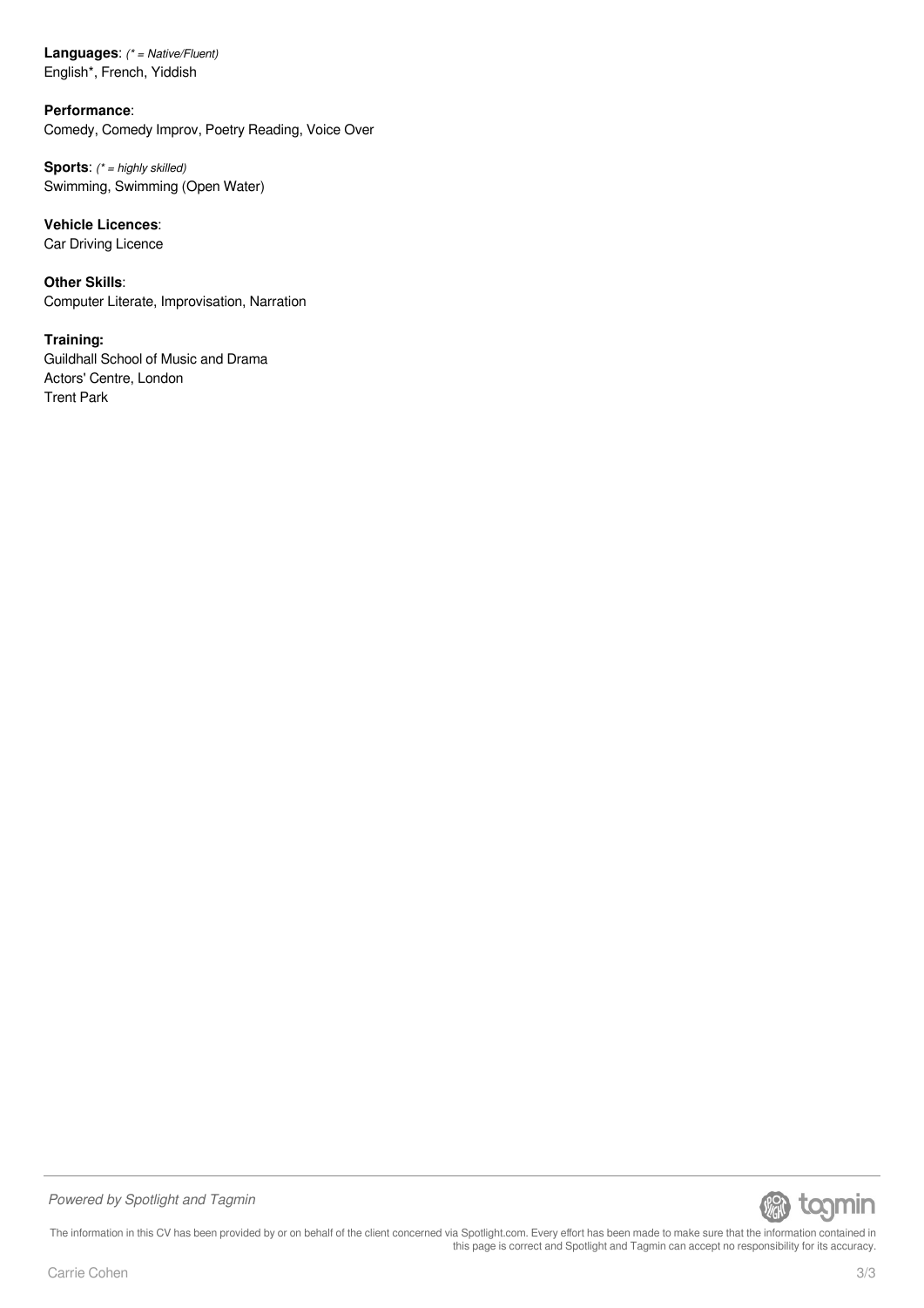**Languages**: *(* = Native/Fluent)*
English*, French, Yiddish

**Performance**:
Comedy, Comedy Improv, Poetry Reading, Voice Over

**Sports**: *(* = highly skilled)*
Swimming, Swimming (Open Water)

**Vehicle Licences**:
Car Driving Licence

**Other Skills**:
Computer Literate, Improvisation, Narration

**Training:**
Guildhall School of Music and Drama
Actors' Centre, London
Trent Park

*Powered by Spotlight and Tagmin*

The information in this CV has been provided by or on behalf of the client concerned via Spotlight.com. Every effort has been made to make sure that the information contained in this page is correct and Spotlight and Tagmin can accept no responsibility for its accuracy.